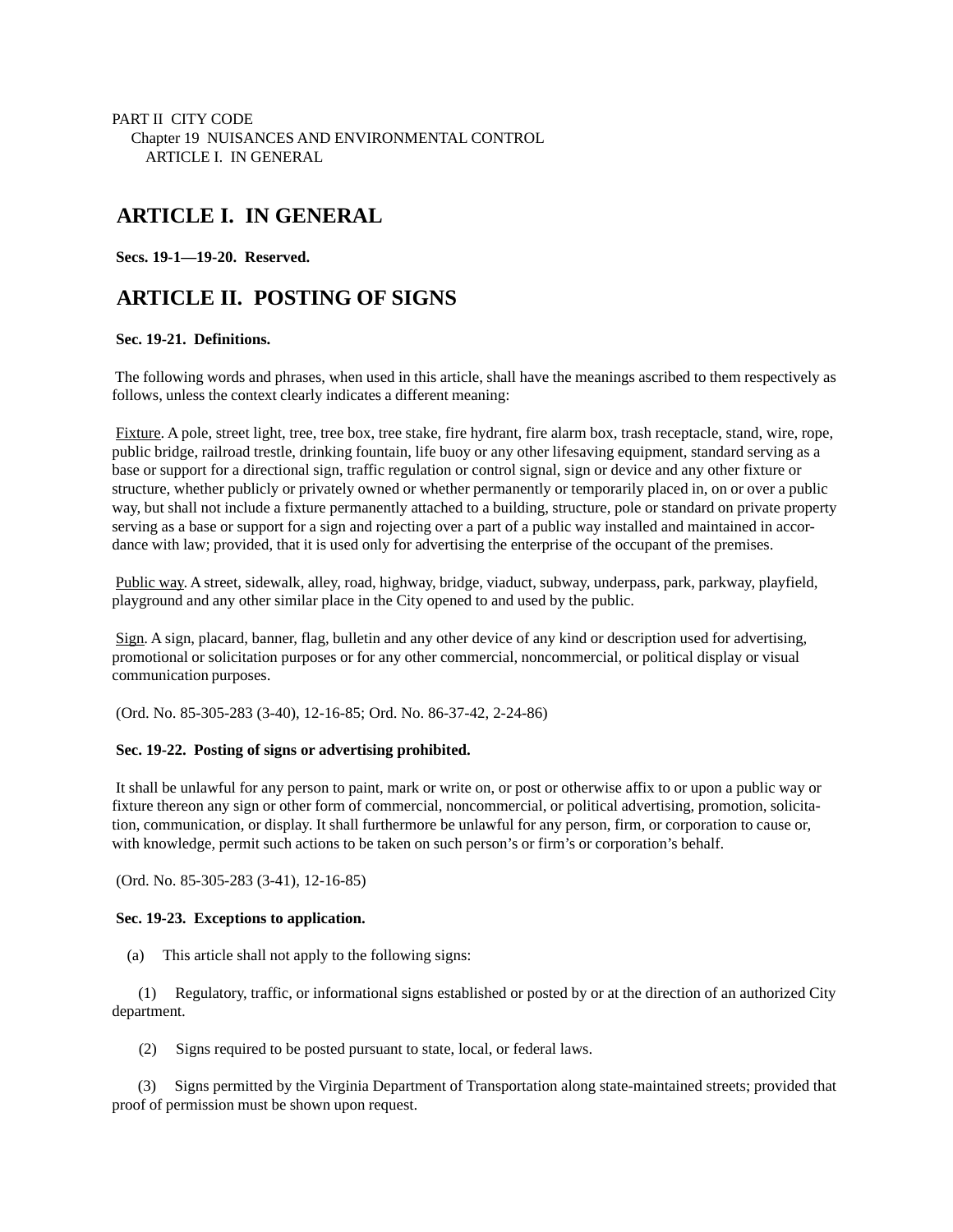PART II CITY CODE
Chapter 19 NUISANCES AND ENVIRONMENTAL CONTROL
ARTICLE I. IN GENERAL

# ARTICLE I. IN GENERAL

**Secs. 19-1—19-20. Reserved.**

# ARTICLE II. POSTING OF SIGNS

**Sec. 19-21. Definitions.**

The following words and phrases, when used in this article, shall have the meanings ascribed to them respectively as follows, unless the context clearly indicates a different meaning:

Fixture. A pole, street light, tree, tree box, tree stake, fire hydrant, fire alarm box, trash receptacle, stand, wire, rope, public bridge, railroad trestle, drinking fountain, life buoy or any other lifesaving equipment, standard serving as a base or support for a directional sign, traffic regulation or control signal, sign or device and any other fixture or structure, whether publicly or privately owned or whether permanently or temporarily placed in, on or over a public way, but shall not include a fixture permanently attached to a building, structure, pole or standard on private property serving as a base or support for a sign and rojecting over a part of a public way installed and maintained in accordance with law; provided, that it is used only for advertising the enterprise of the occupant of the premises.

Public way. A street, sidewalk, alley, road, highway, bridge, viaduct, subway, underpass, park, parkway, playfield, playground and any other similar place in the City opened to and used by the public.

Sign. A sign, placard, banner, flag, bulletin and any other device of any kind or description used for advertising, promotional or solicitation purposes or for any other commercial, noncommercial, or political display or visual communication purposes.

(Ord. No. 85-305-283 (3-40), 12-16-85; Ord. No. 86-37-42, 2-24-86)

**Sec. 19-22. Posting of signs or advertising prohibited.**

It shall be unlawful for any person to paint, mark or write on, or post or otherwise affix to or upon a public way or fixture thereon any sign or other form of commercial, noncommercial, or political advertising, promotion, solicitation, communication, or display. It shall furthermore be unlawful for any person, firm, or corporation to cause or, with knowledge, permit such actions to be taken on such person's or firm's or corporation's behalf.

(Ord. No. 85-305-283 (3-41), 12-16-85)

**Sec. 19-23. Exceptions to application.**

(a) This article shall not apply to the following signs:

(1) Regulatory, traffic, or informational signs established or posted by or at the direction of an authorized City department.

(2) Signs required to be posted pursuant to state, local, or federal laws.

(3) Signs permitted by the Virginia Department of Transportation along state-maintained streets; provided that proof of permission must be shown upon request.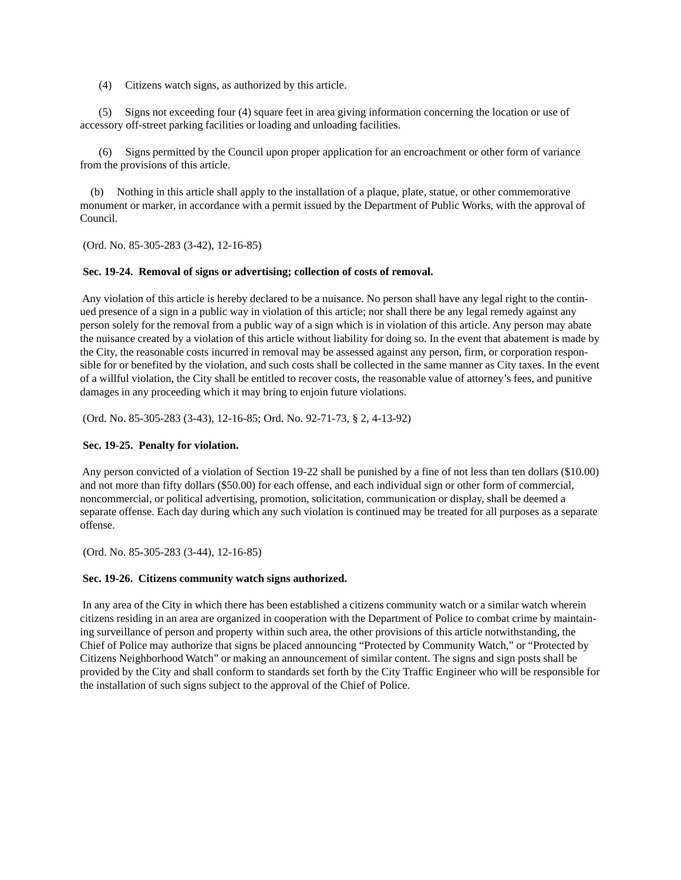(4) Citizens watch signs, as authorized by this article.

(5) Signs not exceeding four (4) square feet in area giving information concerning the location or use of accessory off-street parking facilities or loading and unloading facilities.

(6) Signs permitted by the Council upon proper application for an encroachment or other form of variance from the provisions of this article.

(b) Nothing in this article shall apply to the installation of a plaque, plate, statue, or other commemorative monument or marker, in accordance with a permit issued by the Department of Public Works, with the approval of Council.

(Ord. No. 85-305-283 (3-42), 12-16-85)

**Sec. 19-24. Removal of signs or advertising; collection of costs of removal.**

Any violation of this article is hereby declared to be a nuisance. No person shall have any legal right to the continued presence of a sign in a public way in violation of this article; nor shall there be any legal remedy against any person solely for the removal from a public way of a sign which is in violation of this article. Any person may abate the nuisance created by a violation of this article without liability for doing so. In the event that abatement is made by the City, the reasonable costs incurred in removal may be assessed against any person, firm, or corporation responsible for or benefited by the violation, and such costs shall be collected in the same manner as City taxes. In the event of a willful violation, the City shall be entitled to recover costs, the reasonable value of attorney's fees, and punitive damages in any proceeding which it may bring to enjoin future violations.

(Ord. No. 85-305-283 (3-43), 12-16-85; Ord. No. 92-71-73, § 2, 4-13-92)

**Sec. 19-25. Penalty for violation.**

Any person convicted of a violation of Section 19-22 shall be punished by a fine of not less than ten dollars ($10.00) and not more than fifty dollars ($50.00) for each offense, and each individual sign or other form of commercial, noncommercial, or political advertising, promotion, solicitation, communication or display, shall be deemed a separate offense. Each day during which any such violation is continued may be treated for all purposes as a separate offense.

(Ord. No. 85-305-283 (3-44), 12-16-85)

**Sec. 19-26. Citizens community watch signs authorized.**

In any area of the City in which there has been established a citizens community watch or a similar watch wherein citizens residing in an area are organized in cooperation with the Department of Police to combat crime by maintaining surveillance of person and property within such area, the other provisions of this article notwithstanding, the Chief of Police may authorize that signs be placed announcing "Protected by Community Watch," or "Protected by Citizens Neighborhood Watch" or making an announcement of similar content. The signs and sign posts shall be provided by the City and shall conform to standards set forth by the City Traffic Engineer who will be responsible for the installation of such signs subject to the approval of the Chief of Police.